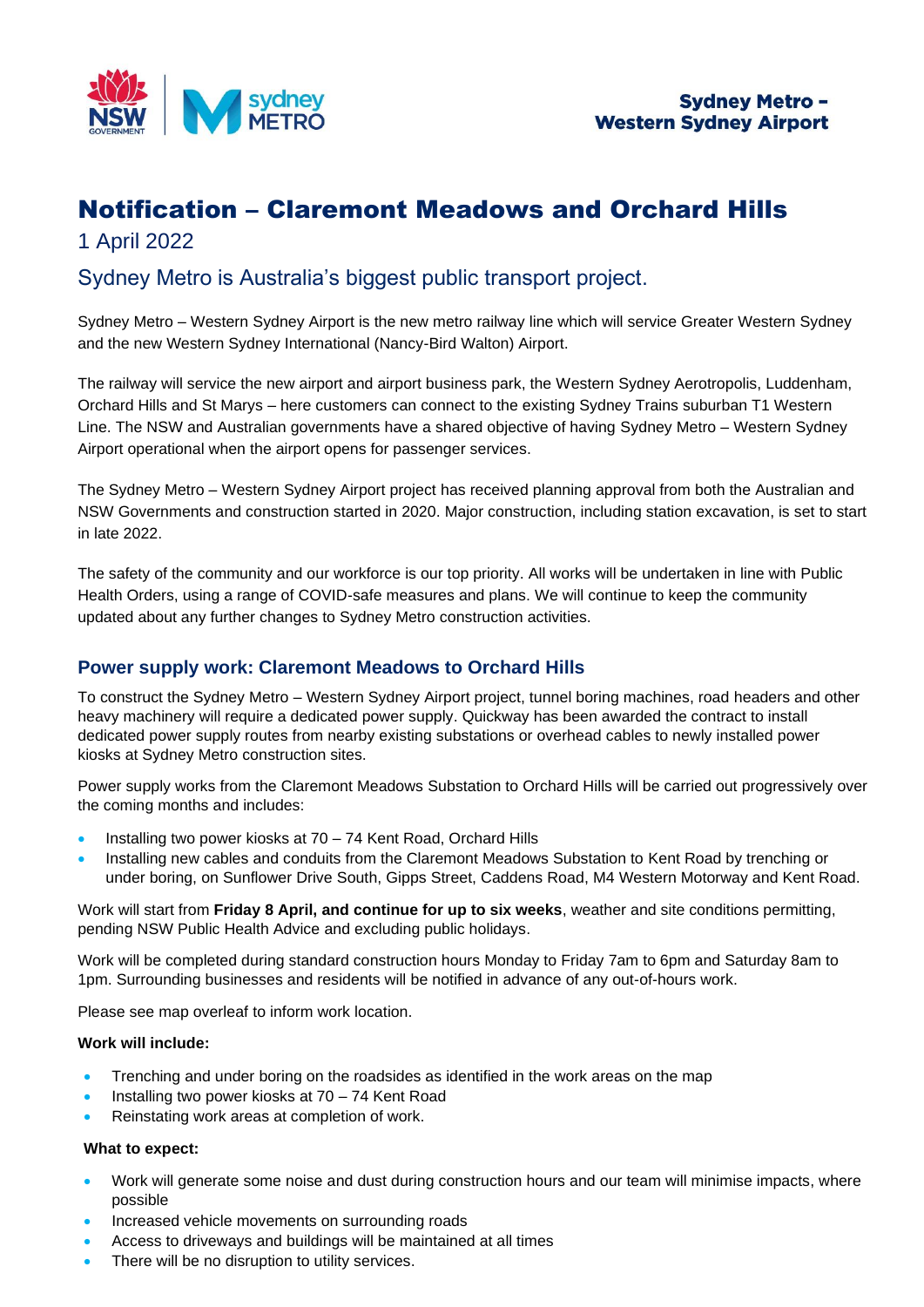Sydney Metro – Western Sydney Airport

# Notification – Claremont Meadows and Orchard Hills

1 April 2022

## Sydney Metro is Australia's biggest public transport project.

Sydney Metro – Western Sydney Airport is the new metro railway line which will service Greater Western Sydney and the new Western Sydney International (Nancy-Bird Walton) Airport.

The railway will service the new airport and airport business park, the Western Sydney Aerotropolis, Luddenham, Orchard Hills and St Marys – here customers can connect to the existing Sydney Trains suburban T1 Western Line. The NSW and Australian governments have a shared objective of having Sydney Metro – Western Sydney Airport operational when the airport opens for passenger services.

The Sydney Metro – Western Sydney Airport project has received planning approval from both the Australian and NSW Governments and construction started in 2020. Major construction, including station excavation, is set to start in late 2022.

The safety of the community and our workforce is our top priority. All works will be undertaken in line with Public Health Orders, using a range of COVID-safe measures and plans. We will continue to keep the community updated about any further changes to Sydney Metro construction activities.

### Power supply work: Claremont Meadows to Orchard Hills

To construct the Sydney Metro – Western Sydney Airport project, tunnel boring machines, road headers and other heavy machinery will require a dedicated power supply. Quickway has been awarded the contract to install dedicated power supply routes from nearby existing substations or overhead cables to newly installed power kiosks at Sydney Metro construction sites.

Power supply works from the Claremont Meadows Substation to Orchard Hills will be carried out progressively over the coming months and includes:

- Installing two power kiosks at 70 – 74 Kent Road, Orchard Hills
- Installing new cables and conduits from the Claremont Meadows Substation to Kent Road by trenching or under boring, on Sunflower Drive South, Gipps Street, Caddens Road, M4 Western Motorway and Kent Road.

Work will start from **Friday 8 April, and continue for up to six weeks**, weather and site conditions permitting, pending NSW Public Health Advice and excluding public holidays.

Work will be completed during standard construction hours Monday to Friday 7am to 6pm and Saturday 8am to 1pm. Surrounding businesses and residents will be notified in advance of any out-of-hours work.

Please see map overleaf to inform work location.

**Work will include:**

- Trenching and under boring on the roadsides as identified in the work areas on the map
- Installing two power kiosks at 70 – 74 Kent Road
- Reinstating work areas at completion of work.

**What to expect:**

- Work will generate some noise and dust during construction hours and our team will minimise impacts, where possible
- Increased vehicle movements on surrounding roads
- Access to driveways and buildings will be maintained at all times
- There will be no disruption to utility services.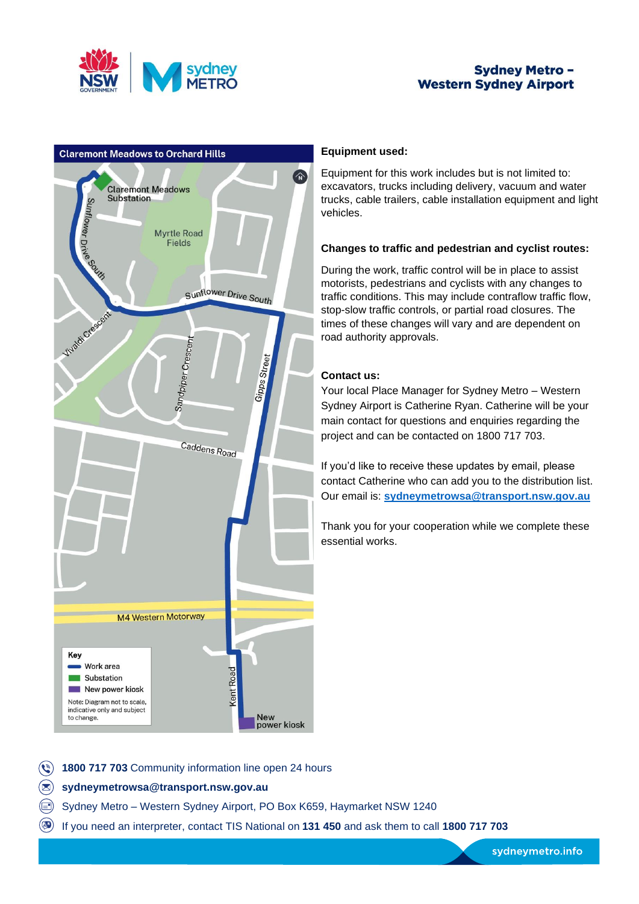**Claremont Meadows to Orchard Hills**

Claremont Meadows Substation

Myrtle Road Fields

Sunflower Drive South

Vivaldi Crescent

Sandpiper Crescent

Gipps Street

Caddens Road

M4 Western Motorway

Kent Road

New power kiosk

Key

Work area

Substation

New power kiosk

Note: Diagram not to scale, indicative only and subject to change.

### Equipment used:

Equipment for this work includes but is not limited to: excavators, trucks including delivery, vacuum and water trucks, cable trailers, cable installation equipment and light vehicles.

### Changes to traffic and pedestrian and cyclist routes:

During the work, traffic control will be in place to assist motorists, pedestrians and cyclists with any changes to traffic conditions. This may include contraflow traffic flow, stop-slow traffic controls, or partial road closures. The times of these changes will vary and are dependent on road authority approvals.

### Contact us:

Your local Place Manager for Sydney Metro – Western Sydney Airport is Catherine Ryan. Catherine will be your main contact for questions and enquiries regarding the project and can be contacted on 1800 717 703.

If you'd like to receive these updates by email, please contact Catherine who can add you to the distribution list. Our email is: **sydneymetrowsa@transport.nsw.gov.au**

Thank you for your cooperation while we complete these essential works.

**1800 717 703** Community information line open 24 hours

**sydneymetrowsa@transport.nsw.gov.au**

Sydney Metro – Western Sydney Airport, PO Box K659, Haymarket NSW 1240

If you need an interpreter, contact TIS National on **131 450** and ask them to call **1800 717 703**

sydneymetro.info